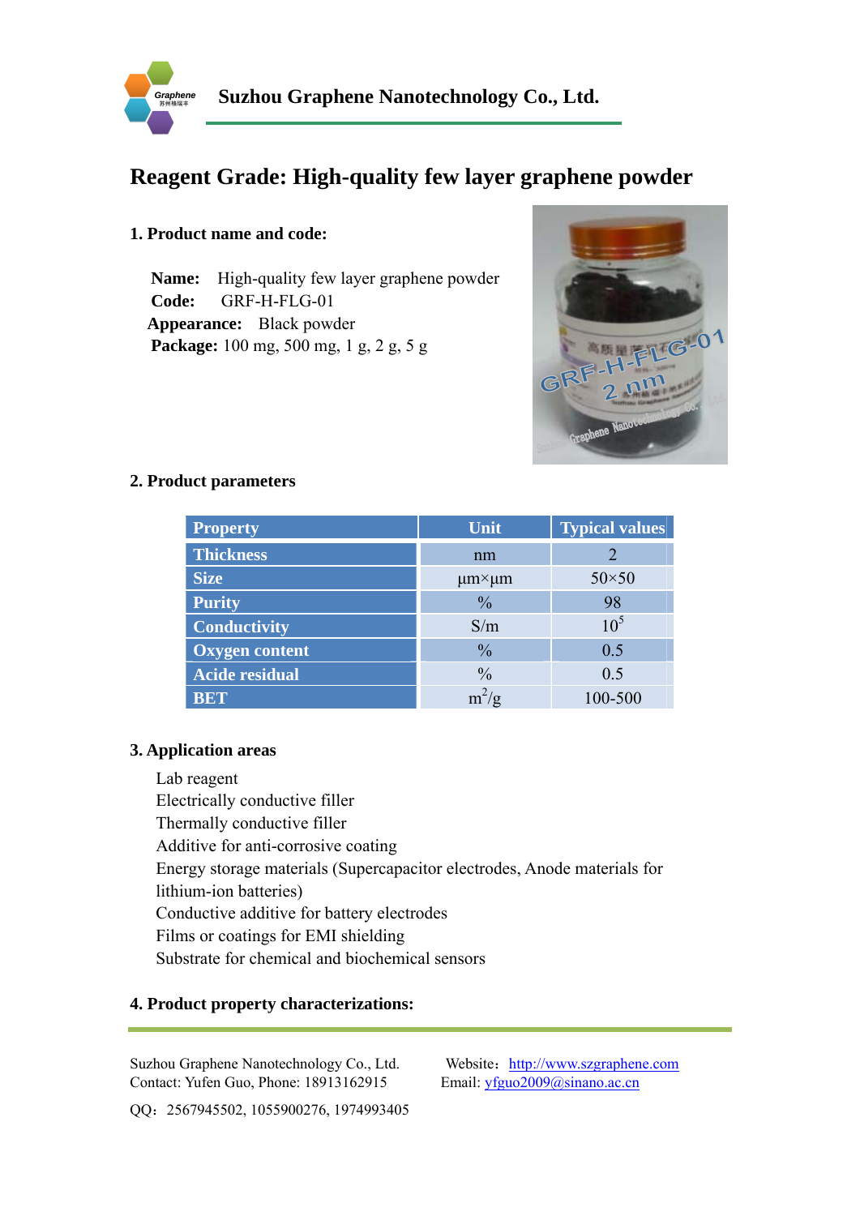Suzhou Graphene Nanotechnology Co., Ltd.

# Reagent Grade: High-quality few layer graphene powder

## 1. Product name and code:

**Name:** High-quality few layer graphene powder
**Code:** GRF-H-FLG-01
**Appearance:** Black powder
**Package:** 100 mg, 500 mg, 1 g, 2 g, 5 g

## 2. Product parameters

| Property | Unit | Typical values |
|---|---|---|
| Thickness | nm | 2 |
| Size | μm×μm | 50×50 |
| Purity | % | 98 |
| Conductivity | S/m | $10^5$ |
| Oxygen content | % | 0.5 |
| Acide residual | % | 0.5 |
| BET | $m^2/g$ | 100-500 |

## 3. Application areas

Lab reagent
Electrically conductive filler
Thermally conductive filler
Additive for anti-corrosive coating
Energy storage materials (Supercapacitor electrodes, Anode materials for lithium-ion batteries)
Conductive additive for battery electrodes
Films or coatings for EMI shielding
Substrate for chemical and biochemical sensors

## 4. Product property characterizations:

Suzhou Graphene Nanotechnology Co., Ltd. Website：http://www.szgraphene.com
Contact: Yufen Guo, Phone: 18913162915 Email: yfguo2009@sinano.ac.cn
QQ：2567945502, 1055900276, 1974993405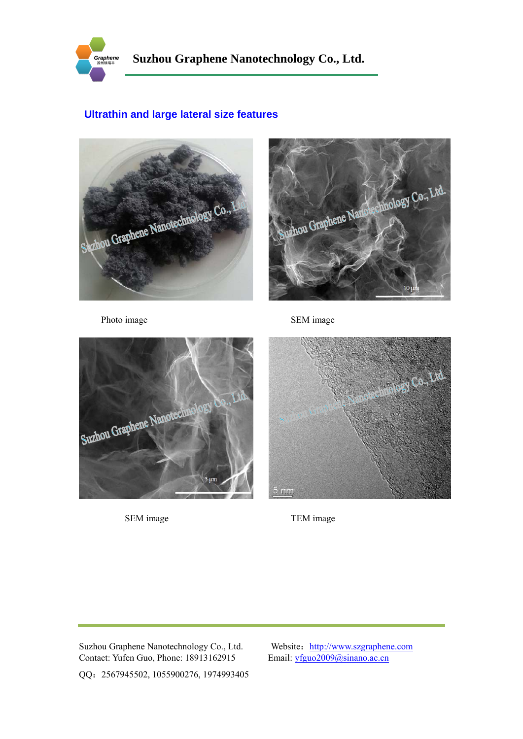## Ultrathin and large lateral size features

Photo image

SEM image

SEM image

TEM image

Suzhou Graphene Nanotechnology Co., Ltd.
Contact: Yufen Guo, Phone: 18913162915

Website：http://www.szgraphene.com
Email: yfguo2009@sinano.ac.cn

QQ：2567945502, 1055900276, 1974993405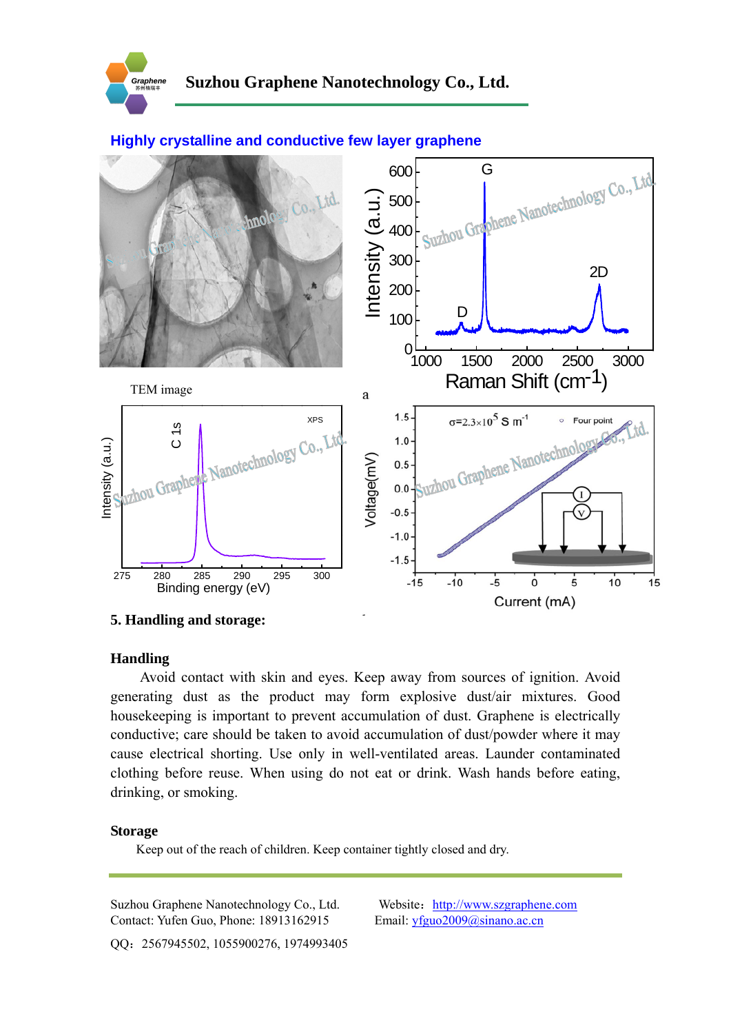## Highly crystalline and conductive few layer graphene

TEM image

G

D

2D

600
500
400
300
200
100
0

1000 1500 2000 2500 3000

Intensity (a.u.)

Raman Shift ($cm^{-1}$)

a

XPS

C 1s

Intensity (a.u.)

275 280 285 290 295 300

Binding energy (eV)

$\sigma=2.3\times10^{5}$ S $m^{-1}$

Four point

1.5
1.0
0.5
0.0
-0.5
-1.0
-1.5

Voltage(mV)

-15 -10 -5 0 5 10 15

Current (mA)

### 5. Handling and storage:

#### Handling

Avoid contact with skin and eyes. Keep away from sources of ignition. Avoid generating dust as the product may form explosive dust/air mixtures. Good housekeeping is important to prevent accumulation of dust. Graphene is electrically conductive; care should be taken to avoid accumulation of dust/powder where it may cause electrical shorting. Use only in well-ventilated areas. Launder contaminated clothing before reuse. When using do not eat or drink. Wash hands before eating, drinking, or smoking.

#### Storage

Keep out of the reach of children. Keep container tightly closed and dry.

Suzhou Graphene Nanotechnology Co., Ltd.
Contact: Yufen Guo, Phone: 18913162915

Website：http://www.szgraphene.com
Email: yfguo2009@sinano.ac.cn

QQ：2567945502, 1055900276, 1974993405